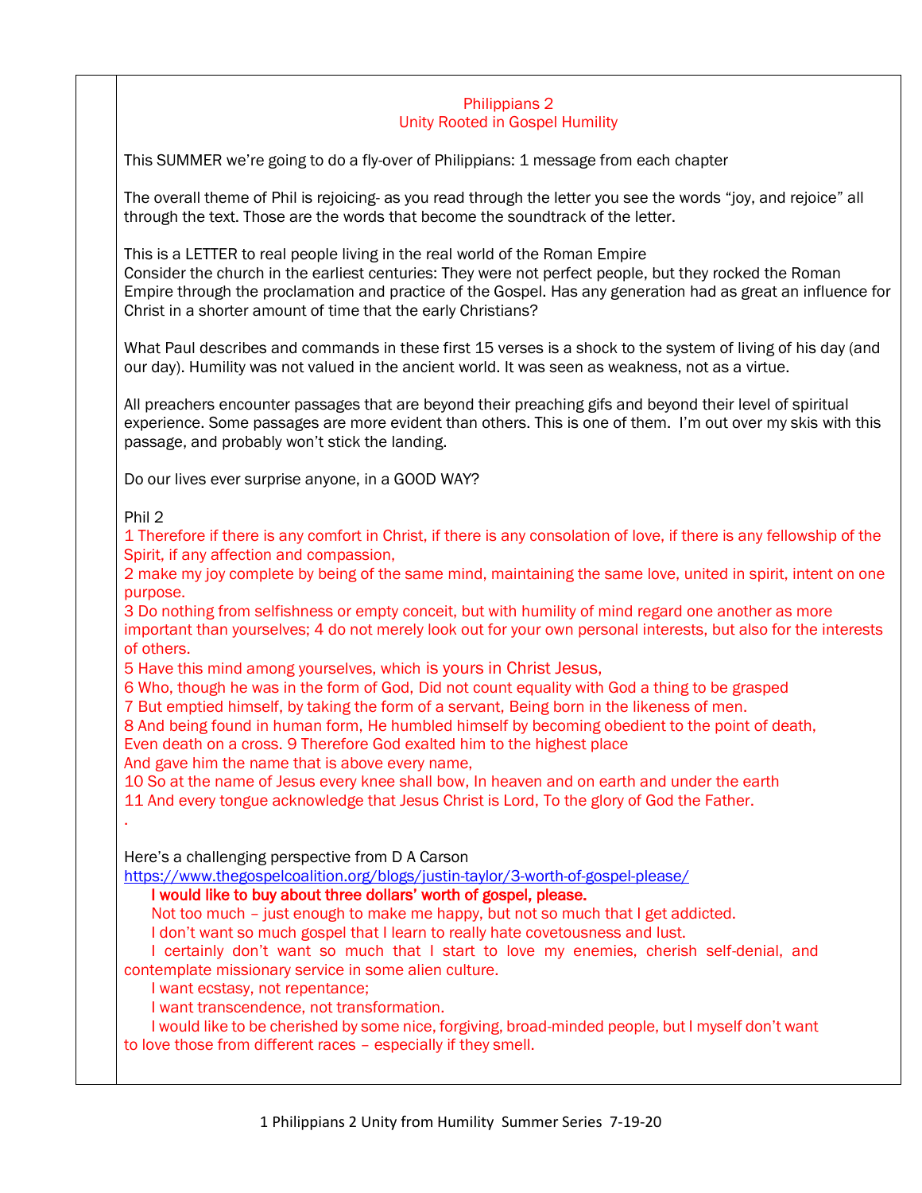## Philippians 2
### Unity Rooted in Gospel Humility

This SUMMER we're going to do a fly-over of Philippians: 1 message from each chapter

The overall theme of Phil is rejoicing- as you read through the letter you see the words "joy, and rejoice" all through the text. Those are the words that become the soundtrack of the letter.

This is a LETTER to real people living in the real world of the Roman Empire
Consider the church in the earliest centuries: They were not perfect people, but they rocked the Roman Empire through the proclamation and practice of the Gospel. Has any generation had as great an influence for Christ in a shorter amount of time that the early Christians?

What Paul describes and commands in these first 15 verses is a shock to the system of living of his day (and our day). Humility was not valued in the ancient world. It was seen as weakness, not as a virtue.

All preachers encounter passages that are beyond their preaching gifs and beyond their level of spiritual experience. Some passages are more evident than others. This is one of them. I'm out over my skis with this passage, and probably won't stick the landing.

Do our lives ever surprise anyone, in a GOOD WAY?

Phil 2
1 Therefore if there is any comfort in Christ, if there is any consolation of love, if there is any fellowship of the Spirit, if any affection and compassion,
2 make my joy complete by being of the same mind, maintaining the same love, united in spirit, intent on one purpose.
3 Do nothing from selfishness or empty conceit, but with humility of mind regard one another as more important than yourselves; 4 do not merely look out for your own personal interests, but also for the interests of others.
5 Have this mind among yourselves, which is yours in Christ Jesus,
6 Who, though he was in the form of God, Did not count equality with God a thing to be grasped
7 But emptied himself, by taking the form of a servant, Being born in the likeness of men.
8 And being found in human form, He humbled himself by becoming obedient to the point of death,
Even death on a cross. 9 Therefore God exalted him to the highest place
And gave him the name that is above every name,
10 So at the name of Jesus every knee shall bow, In heaven and on earth and under the earth
11 And every tongue acknowledge that Jesus Christ is Lord, To the glory of God the Father.
.

Here's a challenging perspective from D A Carson
https://www.thegospelcoalition.org/blogs/justin-taylor/3-worth-of-gospel-please/

**I would like to buy about three dollars' worth of gospel, please.**
Not too much – just enough to make me happy, but not so much that I get addicted.
I don't want so much gospel that I learn to really hate covetousness and lust.
I certainly don't want so much that I start to love my enemies, cherish self-denial, and contemplate missionary service in some alien culture.
I want ecstasy, not repentance;
I want transcendence, not transformation.
I would like to be cherished by some nice, forgiving, broad-minded people, but I myself don't want to love those from different races – especially if they smell.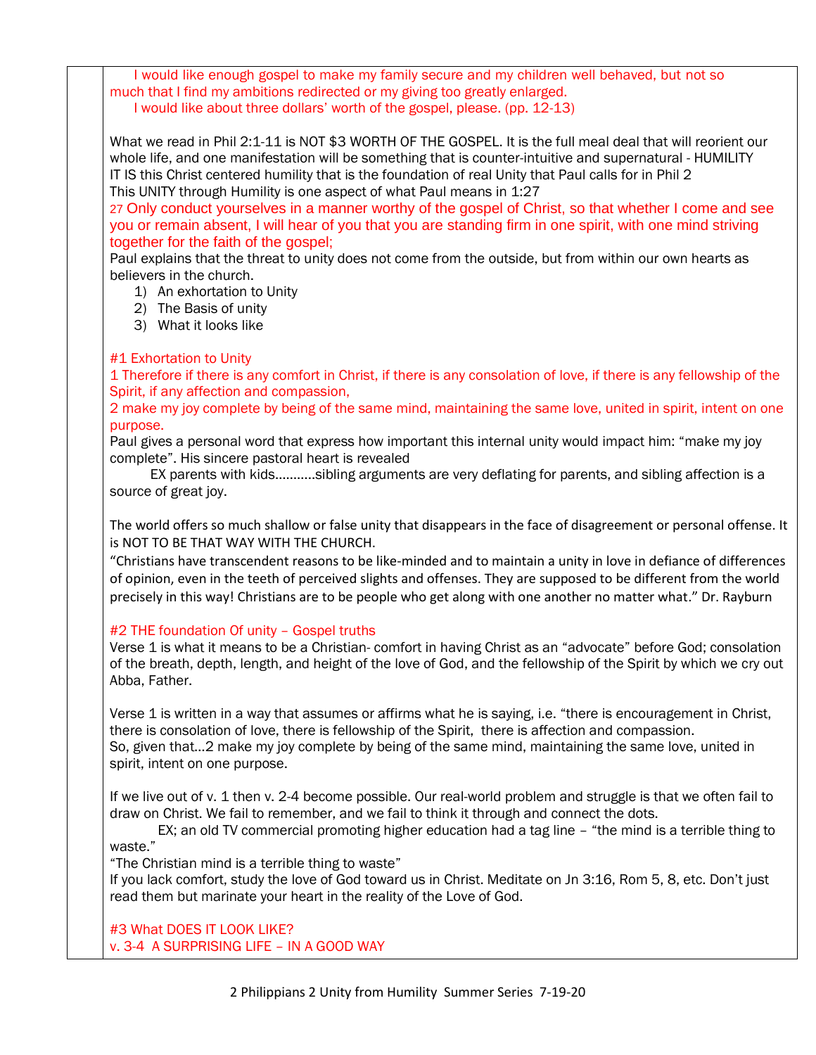I would like enough gospel to make my family secure and my children well behaved, but not so much that I find my ambitions redirected or my giving too greatly enlarged.

I would like about three dollars' worth of the gospel, please. (pp. 12-13)

What we read in Phil 2:1-11 is NOT $3 WORTH OF THE GOSPEL. It is the full meal deal that will reorient our whole life, and one manifestation will be something that is counter-intuitive and supernatural - HUMILITY
IT IS this Christ centered humility that is the foundation of real Unity that Paul calls for in Phil 2
This UNITY through Humility is one aspect of what Paul means in 1:27

27 Only conduct yourselves in a manner worthy of the gospel of Christ, so that whether I come and see you or remain absent, I will hear of you that you are standing firm in one spirit, with one mind striving together for the faith of the gospel;

Paul explains that the threat to unity does not come from the outside, but from within our own hearts as believers in the church.

1) An exhortation to Unity
2) The Basis of unity
3) What it looks like

#1 Exhortation to Unity

1 Therefore if there is any comfort in Christ, if there is any consolation of love, if there is any fellowship of the Spirit, if any affection and compassion,
2 make my joy complete by being of the same mind, maintaining the same love, united in spirit, intent on one purpose.

Paul gives a personal word that express how important this internal unity would impact him: "make my joy complete". His sincere pastoral heart is revealed

EX parents with kids...........sibling arguments are very deflating for parents, and sibling affection is a source of great joy.

The world offers so much shallow or false unity that disappears in the face of disagreement or personal offense. It is NOT TO BE THAT WAY WITH THE CHURCH.

"Christians have transcendent reasons to be like-minded and to maintain a unity in love in defiance of differences of opinion, even in the teeth of perceived slights and offenses. They are supposed to be different from the world precisely in this way! Christians are to be people who get along with one another no matter what." Dr. Rayburn

#2 THE foundation Of unity – Gospel truths

Verse 1 is what it means to be a Christian- comfort in having Christ as an "advocate" before God; consolation of the breath, depth, length, and height of the love of God, and the fellowship of the Spirit by which we cry out Abba, Father.

Verse 1 is written in a way that assumes or affirms what he is saying, i.e. "there is encouragement in Christ, there is consolation of love, there is fellowship of the Spirit, there is affection and compassion.
So, given that…2 make my joy complete by being of the same mind, maintaining the same love, united in spirit, intent on one purpose.

If we live out of v. 1 then v. 2-4 become possible. Our real-world problem and struggle is that we often fail to draw on Christ. We fail to remember, and we fail to think it through and connect the dots.

EX; an old TV commercial promoting higher education had a tag line – "the mind is a terrible thing to waste."

"The Christian mind is a terrible thing to waste"
If you lack comfort, study the love of God toward us in Christ. Meditate on Jn 3:16, Rom 5, 8, etc. Don't just read them but marinate your heart in the reality of the Love of God.

#3 What DOES IT LOOK LIKE?

v. 3-4 A SURPRISING LIFE – IN A GOOD WAY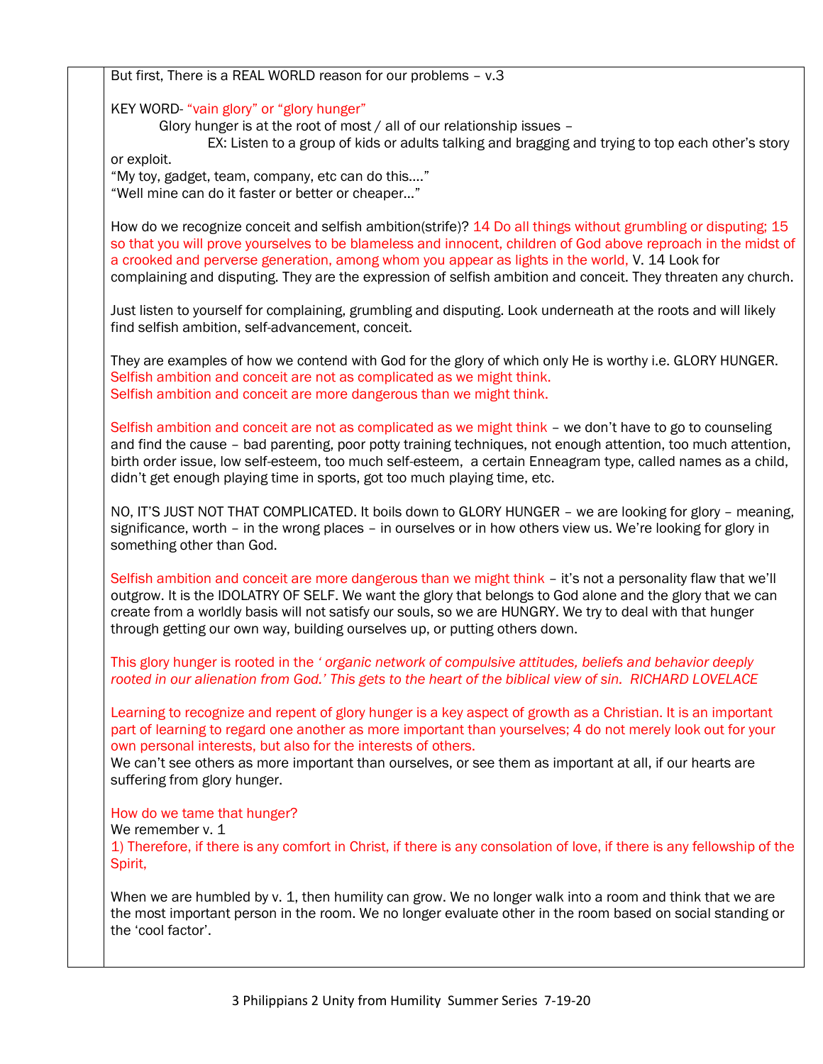But first, There is a REAL WORLD reason for our problems – v.3

KEY WORD- "vain glory" or "glory hunger"

Glory hunger is at the root of most / all of our relationship issues –

EX: Listen to a group of kids or adults talking and bragging and trying to top each other's story or exploit.

"My toy, gadget, team, company, etc can do this…."
"Well mine can do it faster or better or cheaper…"

How do we recognize conceit and selfish ambition(strife)? 14 Do all things without grumbling or disputing; 15 so that you will prove yourselves to be blameless and innocent, children of God above reproach in the midst of a crooked and perverse generation, among whom you appear as lights in the world, V. 14 Look for complaining and disputing. They are the expression of selfish ambition and conceit. They threaten any church.

Just listen to yourself for complaining, grumbling and disputing. Look underneath at the roots and will likely find selfish ambition, self-advancement, conceit.

They are examples of how we contend with God for the glory of which only He is worthy i.e. GLORY HUNGER.
Selfish ambition and conceit are not as complicated as we might think.
Selfish ambition and conceit are more dangerous than we might think.

Selfish ambition and conceit are not as complicated as we might think – we don't have to go to counseling and find the cause – bad parenting, poor potty training techniques, not enough attention, too much attention, birth order issue, low self-esteem, too much self-esteem, a certain Enneagram type, called names as a child, didn't get enough playing time in sports, got too much playing time, etc.

NO, IT'S JUST NOT THAT COMPLICATED. It boils down to GLORY HUNGER – we are looking for glory – meaning, significance, worth – in the wrong places – in ourselves or in how others view us. We're looking for glory in something other than God.

Selfish ambition and conceit are more dangerous than we might think – it's not a personality flaw that we'll outgrow. It is the IDOLATRY OF SELF. We want the glory that belongs to God alone and the glory that we can create from a worldly basis will not satisfy our souls, so we are HUNGRY. We try to deal with that hunger through getting our own way, building ourselves up, or putting others down.

This glory hunger is rooted in the *' organic network of compulsive attitudes, beliefs and behavior deeply rooted in our alienation from God.' This gets to the heart of the biblical view of sin. RICHARD LOVELACE*

Learning to recognize and repent of glory hunger is a key aspect of growth as a Christian. It is an important part of learning to regard one another as more important than yourselves; 4 do not merely look out for your own personal interests, but also for the interests of others.
We can't see others as more important than ourselves, or see them as important at all, if our hearts are suffering from glory hunger.

How do we tame that hunger?
We remember v. 1
1) Therefore, if there is any comfort in Christ, if there is any consolation of love, if there is any fellowship of the Spirit,

When we are humbled by v. 1, then humility can grow. We no longer walk into a room and think that we are the most important person in the room. We no longer evaluate other in the room based on social standing or the 'cool factor'.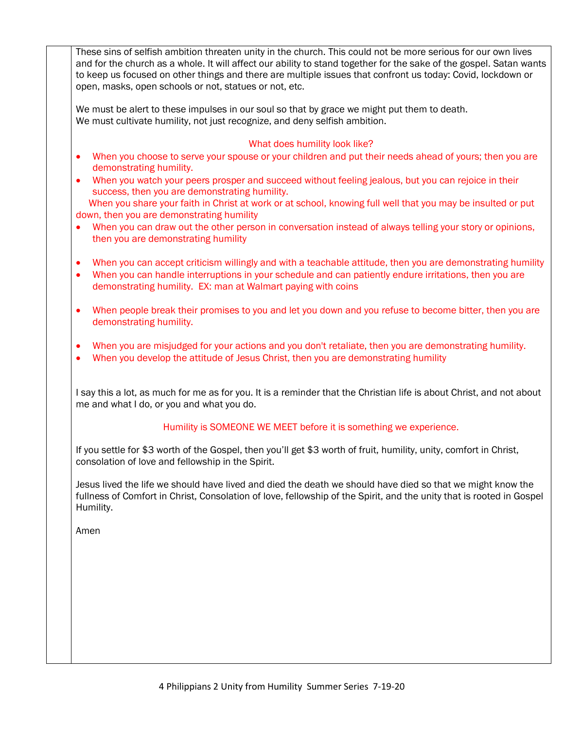These sins of selfish ambition threaten unity in the church. This could not be more serious for our own lives and for the church as a whole. It will affect our ability to stand together for the sake of the gospel. Satan wants to keep us focused on other things and there are multiple issues that confront us today: Covid, lockdown or open, masks, open schools or not, statues or not, etc.

We must be alert to these impulses in our soul so that by grace we might put them to death.
We must cultivate humility, not just recognize, and deny selfish ambition.

What does humility look like?

- When you choose to serve your spouse or your children and put their needs ahead of yours; then you are demonstrating humility.
- When you watch your peers prosper and succeed without feeling jealous, but you can rejoice in their success, then you are demonstrating humility.

When you share your faith in Christ at work or at school, knowing full well that you may be insulted or put down, then you are demonstrating humility

- When you can draw out the other person in conversation instead of always telling your story or opinions, then you are demonstrating humility

- When you can accept criticism willingly and with a teachable attitude, then you are demonstrating humility
- When you can handle interruptions in your schedule and can patiently endure irritations, then you are demonstrating humility. EX: man at Walmart paying with coins

- When people break their promises to you and let you down and you refuse to become bitter, then you are demonstrating humility.

- When you are misjudged for your actions and you don't retaliate, then you are demonstrating humility.
- When you develop the attitude of Jesus Christ, then you are demonstrating humility

I say this a lot, as much for me as for you. It is a reminder that the Christian life is about Christ, and not about me and what I do, or you and what you do.

Humility is SOMEONE WE MEET before it is something we experience.

If you settle for $3 worth of the Gospel, then you'll get $3 worth of fruit, humility, unity, comfort in Christ, consolation of love and fellowship in the Spirit.

Jesus lived the life we should have lived and died the death we should have died so that we might know the fullness of Comfort in Christ, Consolation of love, fellowship of the Spirit, and the unity that is rooted in Gospel Humility.

Amen